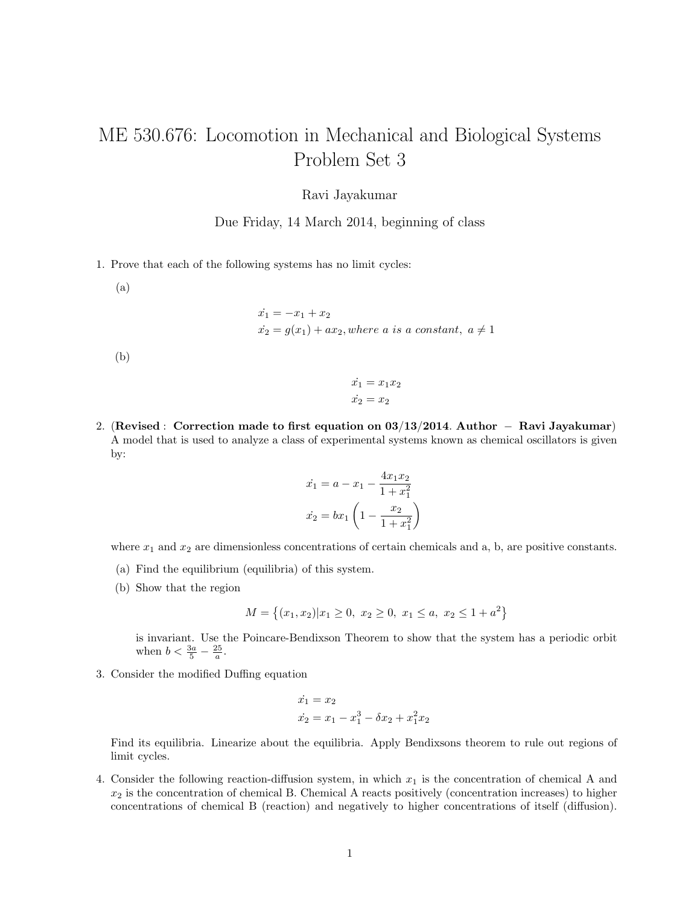# ME 530.676: Locomotion in Mechanical and Biological Systems Problem Set 3

Ravi Jayakumar

Due Friday, 14 March 2014, beginning of class

1. Prove that each of the following systems has no limit cycles:

   (a)

$$
\begin{aligned}
\dot{x_1} &= -x_1 + x_2 \\
\dot{x_2} &= g(x_1) + ax_2, \textit{where a is a constant}, \ a \neq 1
\end{aligned}
$$

   (b)

$$
\begin{aligned}
\dot{x_1} &= x_1 x_2 \\
\dot{x_2} &= x_2
\end{aligned}
$$

2. (**Revised : Correction made to first equation on 03/13/2014. Author − Ravi Jayakumar**) A model that is used to analyze a class of experimental systems known as chemical oscillators is given by:

$$
\begin{aligned}
\dot{x_1} &= a - x_1 - \frac{4x_1 x_2}{1 + x_1^2} \\
\dot{x_2} &= bx_1 \left(1 - \frac{x_2}{1 + x_1^2}\right)
\end{aligned}
$$

   where $x_1$ and $x_2$ are dimensionless concentrations of certain chemicals and a, b, are positive constants.

   (a) Find the equilibrium (equilibria) of this system.

   (b) Show that the region

$$
M = \{(x_1, x_2) | x_1 \geq 0, \ x_2 \geq 0, \ x_1 \leq a, \ x_2 \leq 1 + a^2\}
$$

   is invariant. Use the Poincare-Bendixson Theorem to show that the system has a periodic orbit when $b < \frac{3a}{5} - \frac{25}{a}$.

3. Consider the modified Duffing equation

$$
\begin{aligned}
\dot{x_1} &= x_2 \\
\dot{x_2} &= x_1 - x_1^3 - \delta x_2 + x_1^2 x_2
\end{aligned}
$$

   Find its equilibria. Linearize about the equilibria. Apply Bendixsons theorem to rule out regions of limit cycles.

4. Consider the following reaction-diffusion system, in which $x_1$ is the concentration of chemical A and $x_2$ is the concentration of chemical B. Chemical A reacts positively (concentration increases) to higher concentrations of chemical B (reaction) and negatively to higher concentrations of itself (diffusion).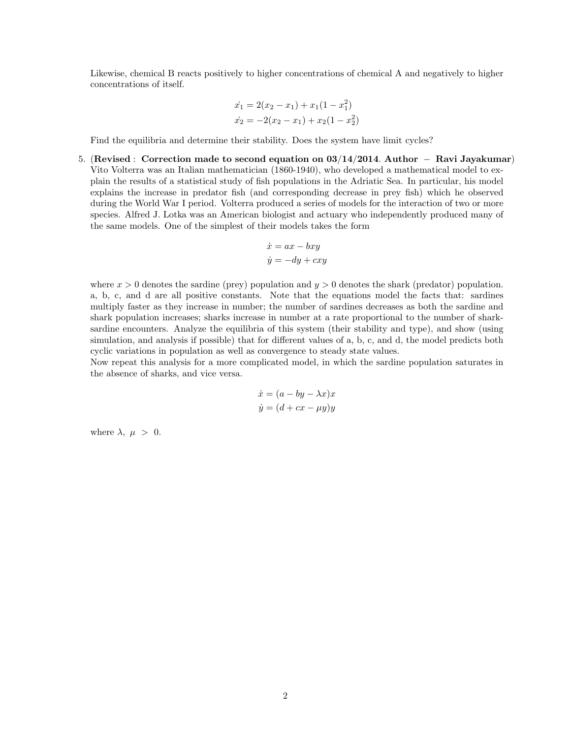Likewise, chemical B reacts positively to higher concentrations of chemical A and negatively to higher concentrations of itself.

$$\dot{x_1} = 2(x_2 - x_1) + x_1(1 - x_1^2)$$
$$\dot{x_2} = -2(x_2 - x_1) + x_2(1 - x_2^2)$$

Find the equilibria and determine their stability. Does the system have limit cycles?

5. (**Revised : Correction made to second equation on 03/14/2014**. **Author – Ravi Jayakumar**) Vito Volterra was an Italian mathematician (1860-1940), who developed a mathematical model to explain the results of a statistical study of fish populations in the Adriatic Sea. In particular, his model explains the increase in predator fish (and corresponding decrease in prey fish) which he observed during the World War I period. Volterra produced a series of models for the interaction of two or more species. Alfred J. Lotka was an American biologist and actuary who independently produced many of the same models. One of the simplest of their models takes the form

$$\dot{x} = ax - bxy$$
$$\dot{y} = -dy + cxy$$

where $x > 0$ denotes the sardine (prey) population and $y > 0$ denotes the shark (predator) population. a, b, c, and d are all positive constants. Note that the equations model the facts that: sardines multiply faster as they increase in number; the number of sardines decreases as both the sardine and shark population increases; sharks increase in number at a rate proportional to the number of shark-sardine encounters. Analyze the equilibria of this system (their stability and type), and show (using simulation, and analysis if possible) that for different values of a, b, c, and d, the model predicts both cyclic variations in population as well as convergence to steady state values.
Now repeat this analysis for a more complicated model, in which the sardine population saturates in the absence of sharks, and vice versa.

$$\dot{x} = (a - by - \lambda x)x$$
$$\dot{y} = (d + cx - \mu y)y$$

where $\lambda, \ \mu \ > \ 0$.